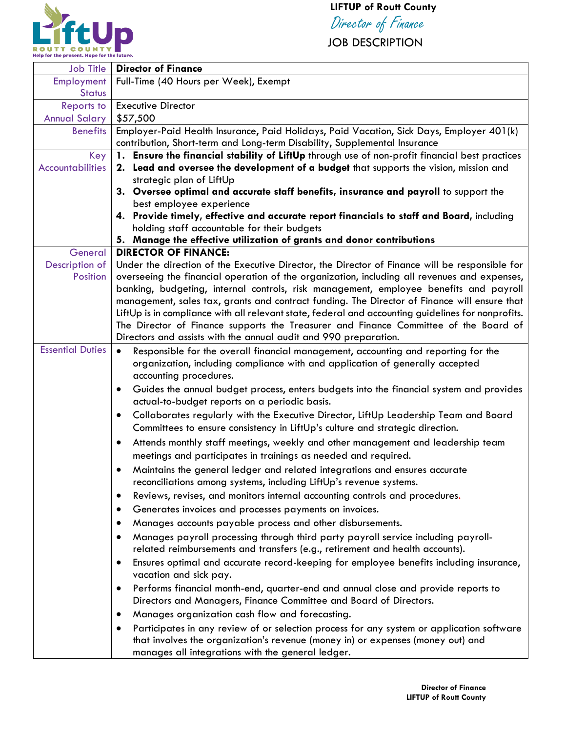**LIFTUP of Routt County**

*Director of Finance*

JOB DESCRIPTION

| | |
|---|---|
| Job Title | **Director of Finance** |
| Employment Status | Full-Time (40 Hours per Week), Exempt |
| Reports to | Executive Director |
| Annual Salary | $57,500 |
| Benefits | Employer-Paid Health Insurance, Paid Holidays, Paid Vacation, Sick Days, Employer 401(k) contribution, Short-term and Long-term Disability, Supplemental Insurance |
| Key Accountabilities | 1. **Ensure the financial stability of LiftUp** through use of non-profit financial best practices<br>2. **Lead and oversee the development of a budget** that supports the vision, mission and strategic plan of LiftUp<br>3. **Oversee optimal and accurate staff benefits, insurance and payroll** to support the best employee experience<br>4. **Provide timely, effective and accurate report financials to staff and Board,** including holding staff accountable for their budgets<br>5. **Manage the effective utilization of grants and donor contributions** |
| General Description of Position | **DIRECTOR OF FINANCE:**<br>Under the direction of the Executive Director, the Director of Finance will be responsible for overseeing the financial operation of the organization, including all revenues and expenses, banking, budgeting, internal controls, risk management, employee benefits and payroll management, sales tax, grants and contract funding. The Director of Finance will ensure that LiftUp is in compliance with all relevant state, federal and accounting guidelines for nonprofits. The Director of Finance supports the Treasurer and Finance Committee of the Board of Directors and assists with the annual audit and 990 preparation. |
| Essential Duties | • Responsible for the overall financial management, accounting and reporting for the organization, including compliance with and application of generally accepted accounting procedures.<br>• Guides the annual budget process, enters budgets into the financial system and provides actual-to-budget reports on a periodic basis.<br>• Collaborates regularly with the Executive Director, LiftUp Leadership Team and Board Committees to ensure consistency in LiftUp's culture and strategic direction.<br>• Attends monthly staff meetings, weekly and other management and leadership team meetings and participates in trainings as needed and required.<br>• Maintains the general ledger and related integrations and ensures accurate reconciliations among systems, including LiftUp's revenue systems.<br>• Reviews, revises, and monitors internal accounting controls and procedures.<br>• Generates invoices and processes payments on invoices.<br>• Manages accounts payable process and other disbursements.<br>• Manages payroll processing through third party payroll service including payroll-related reimbursements and transfers (e.g., retirement and health accounts).<br>• Ensures optimal and accurate record-keeping for employee benefits including insurance, vacation and sick pay.<br>• Performs financial month-end, quarter-end and annual close and provide reports to Directors and Managers, Finance Committee and Board of Directors.<br>• Manages organization cash flow and forecasting.<br>• Participates in any review of or selection process for any system or application software that involves the organization's revenue (money in) or expenses (money out) and manages all integrations with the general ledger. |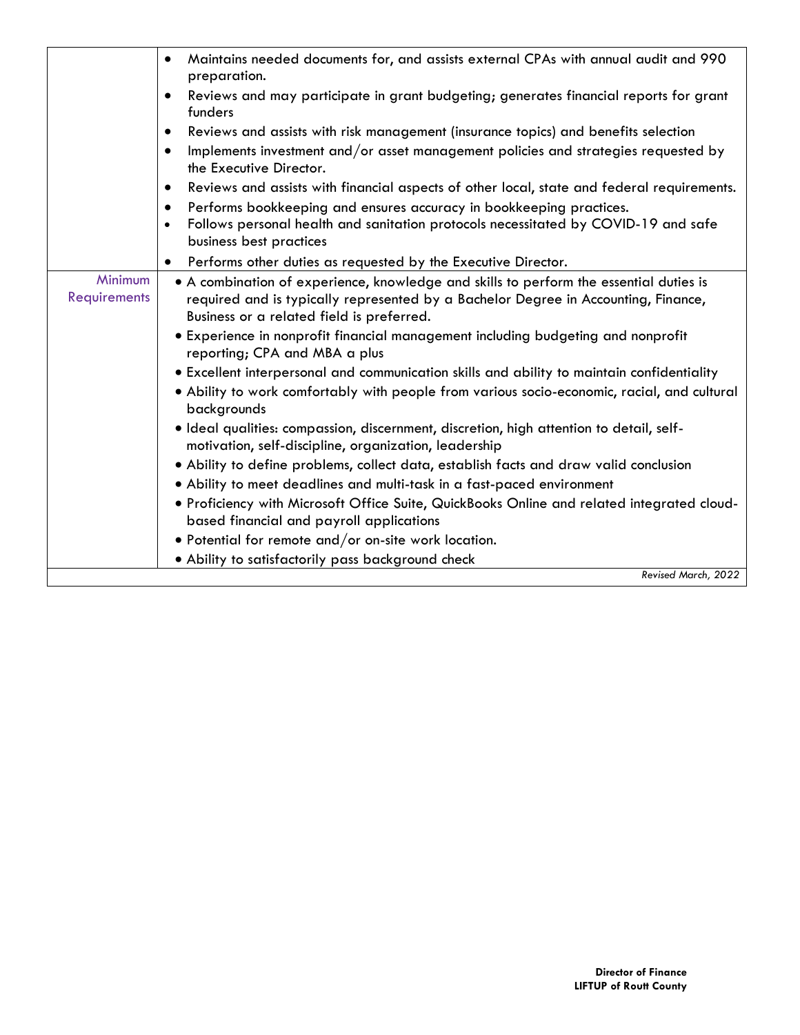| | |
|---|---|
| | • Maintains needed documents for, and assists external CPAs with annual audit and 990 preparation.<br>• Reviews and may participate in grant budgeting; generates financial reports for grant funders<br>• Reviews and assists with risk management (insurance topics) and benefits selection<br>• Implements investment and/or asset management policies and strategies requested by the Executive Director.<br>• Reviews and assists with financial aspects of other local, state and federal requirements.<br>• Performs bookkeeping and ensures accuracy in bookkeeping practices.<br>• Follows personal health and sanitation protocols necessitated by COVID-19 and safe business best practices<br>• Performs other duties as requested by the Executive Director. |
| Minimum Requirements | • A combination of experience, knowledge and skills to perform the essential duties is required and is typically represented by a Bachelor Degree in Accounting, Finance, Business or a related field is preferred.<br>• Experience in nonprofit financial management including budgeting and nonprofit reporting; CPA and MBA a plus<br>• Excellent interpersonal and communication skills and ability to maintain confidentiality<br>• Ability to work comfortably with people from various socio-economic, racial, and cultural backgrounds<br>• Ideal qualities: compassion, discernment, discretion, high attention to detail, self-motivation, self-discipline, organization, leadership<br>• Ability to define problems, collect data, establish facts and draw valid conclusion<br>• Ability to meet deadlines and multi-task in a fast-paced environment<br>• Proficiency with Microsoft Office Suite, QuickBooks Online and related integrated cloud-based financial and payroll applications<br>• Potential for remote and/or on-site work location.<br>• Ability to satisfactorily pass background check |

*Revised March, 2022*